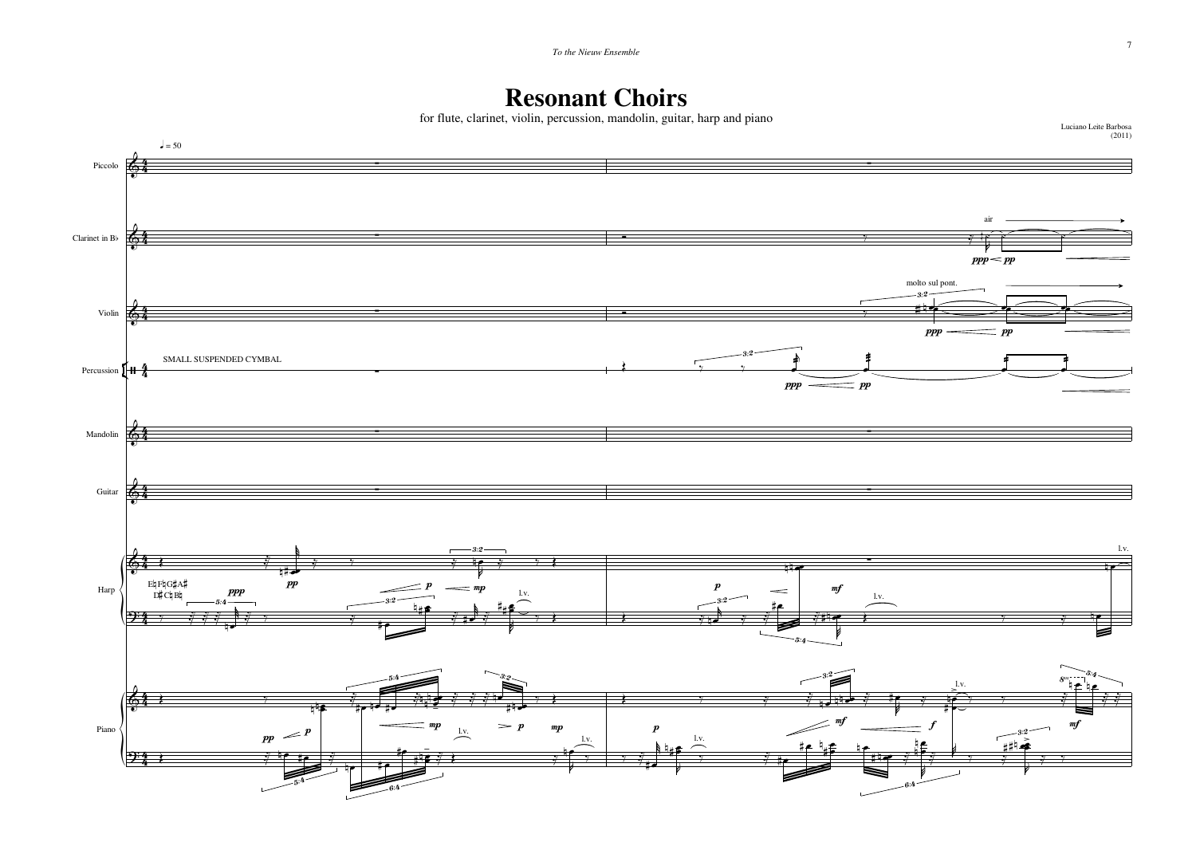*To the Nieuw Ensemble*

# Resonant Choirs

for flute, clarinet, violin, percussion, mandolin, guitar, harp and piano

Luciano Leite Barbosa
(2011)